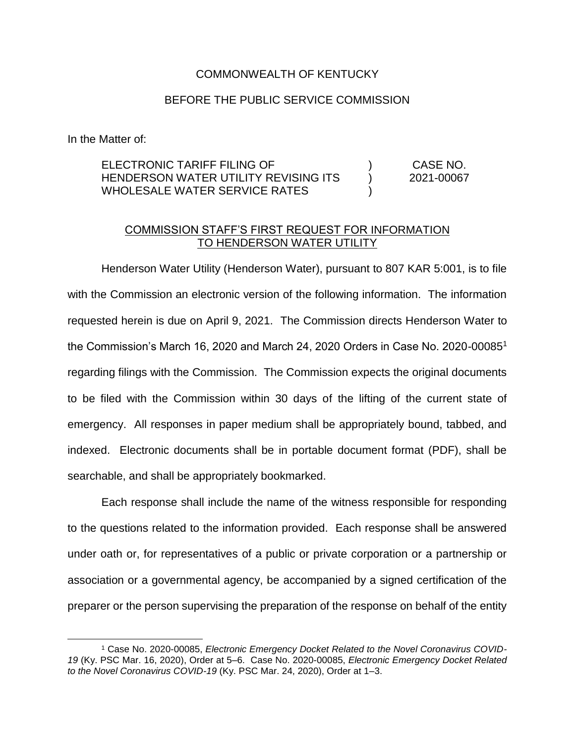COMMONWEALTH OF KENTUCKY

BEFORE THE PUBLIC SERVICE COMMISSION

In the Matter of:

| | | |
|---|---|---|
| ELECTRONIC TARIFF FILING OF HENDERSON WATER UTILITY REVISING ITS WHOLESALE WATER SERVICE RATES | ) ) ) | CASE NO. 2021-00067 |

COMMISSION STAFF'S FIRST REQUEST FOR INFORMATION TO HENDERSON WATER UTILITY

Henderson Water Utility (Henderson Water), pursuant to 807 KAR 5:001, is to file with the Commission an electronic version of the following information. The information requested herein is due on April 9, 2021. The Commission directs Henderson Water to the Commission's March 16, 2020 and March 24, 2020 Orders in Case No. 2020-00085[1] regarding filings with the Commission. The Commission expects the original documents to be filed with the Commission within 30 days of the lifting of the current state of emergency. All responses in paper medium shall be appropriately bound, tabbed, and indexed. Electronic documents shall be in portable document format (PDF), shall be searchable, and shall be appropriately bookmarked.

Each response shall include the name of the witness responsible for responding to the questions related to the information provided. Each response shall be answered under oath or, for representatives of a public or private corporation or a partnership or association or a governmental agency, be accompanied by a signed certification of the preparer or the person supervising the preparation of the response on behalf of the entity

[1] Case No. 2020-00085, *Electronic Emergency Docket Related to the Novel Coronavirus COVID-19* (Ky. PSC Mar. 16, 2020), Order at 5–6. Case No. 2020-00085, *Electronic Emergency Docket Related to the Novel Coronavirus COVID-19* (Ky. PSC Mar. 24, 2020), Order at 1–3.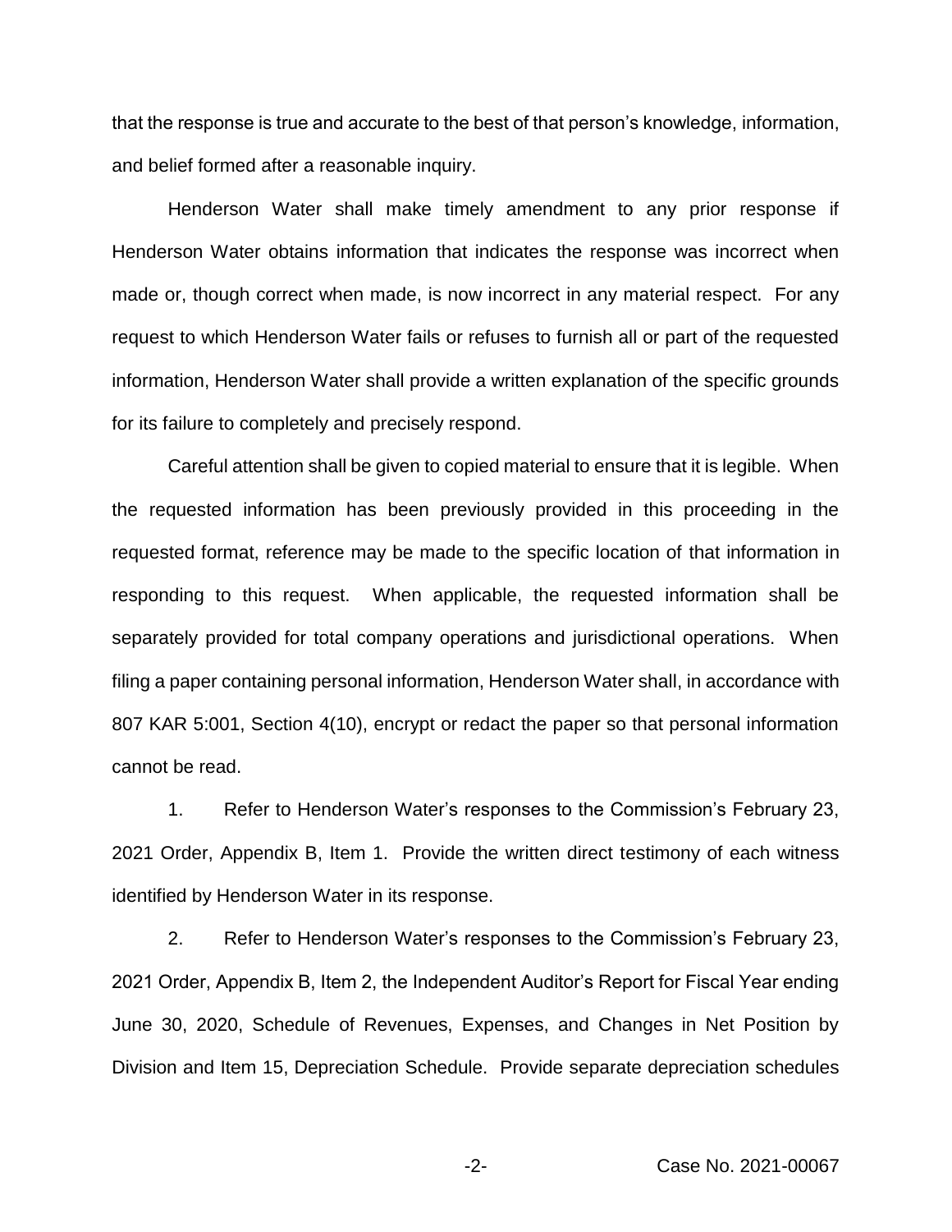that the response is true and accurate to the best of that person's knowledge, information, and belief formed after a reasonable inquiry.

Henderson Water shall make timely amendment to any prior response if Henderson Water obtains information that indicates the response was incorrect when made or, though correct when made, is now incorrect in any material respect. For any request to which Henderson Water fails or refuses to furnish all or part of the requested information, Henderson Water shall provide a written explanation of the specific grounds for its failure to completely and precisely respond.

Careful attention shall be given to copied material to ensure that it is legible. When the requested information has been previously provided in this proceeding in the requested format, reference may be made to the specific location of that information in responding to this request. When applicable, the requested information shall be separately provided for total company operations and jurisdictional operations. When filing a paper containing personal information, Henderson Water shall, in accordance with 807 KAR 5:001, Section 4(10), encrypt or redact the paper so that personal information cannot be read.

1. Refer to Henderson Water's responses to the Commission's February 23, 2021 Order, Appendix B, Item 1. Provide the written direct testimony of each witness identified by Henderson Water in its response.

2. Refer to Henderson Water's responses to the Commission's February 23, 2021 Order, Appendix B, Item 2, the Independent Auditor's Report for Fiscal Year ending June 30, 2020, Schedule of Revenues, Expenses, and Changes in Net Position by Division and Item 15, Depreciation Schedule. Provide separate depreciation schedules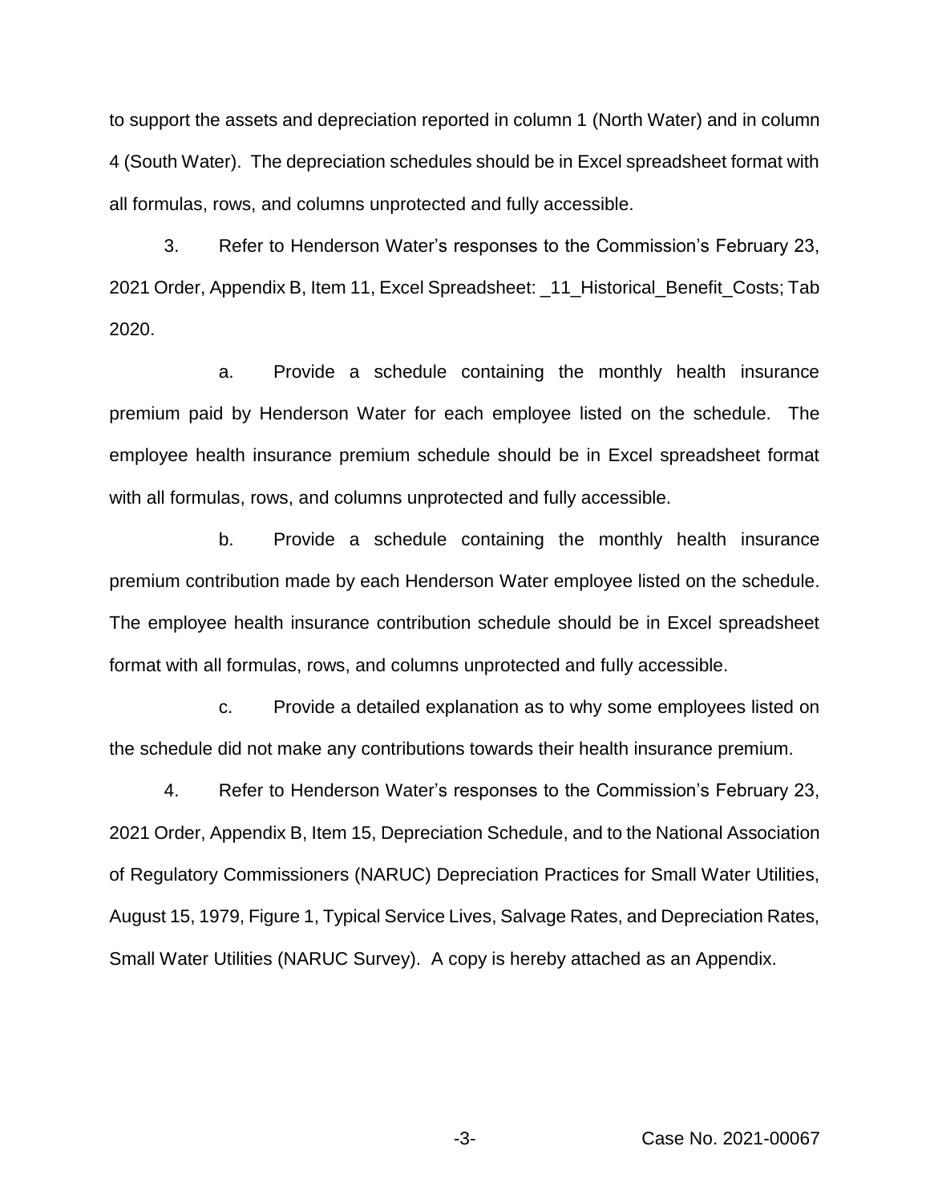to support the assets and depreciation reported in column 1 (North Water) and in column 4 (South Water). The depreciation schedules should be in Excel spreadsheet format with all formulas, rows, and columns unprotected and fully accessible.

3. Refer to Henderson Water's responses to the Commission's February 23, 2021 Order, Appendix B, Item 11, Excel Spreadsheet: _11_Historical_Benefit_Costs; Tab 2020.

a. Provide a schedule containing the monthly health insurance premium paid by Henderson Water for each employee listed on the schedule. The employee health insurance premium schedule should be in Excel spreadsheet format with all formulas, rows, and columns unprotected and fully accessible.

b. Provide a schedule containing the monthly health insurance premium contribution made by each Henderson Water employee listed on the schedule. The employee health insurance contribution schedule should be in Excel spreadsheet format with all formulas, rows, and columns unprotected and fully accessible.

c. Provide a detailed explanation as to why some employees listed on the schedule did not make any contributions towards their health insurance premium.

4. Refer to Henderson Water's responses to the Commission's February 23, 2021 Order, Appendix B, Item 15, Depreciation Schedule, and to the National Association of Regulatory Commissioners (NARUC) Depreciation Practices for Small Water Utilities, August 15, 1979, Figure 1, Typical Service Lives, Salvage Rates, and Depreciation Rates, Small Water Utilities (NARUC Survey). A copy is hereby attached as an Appendix.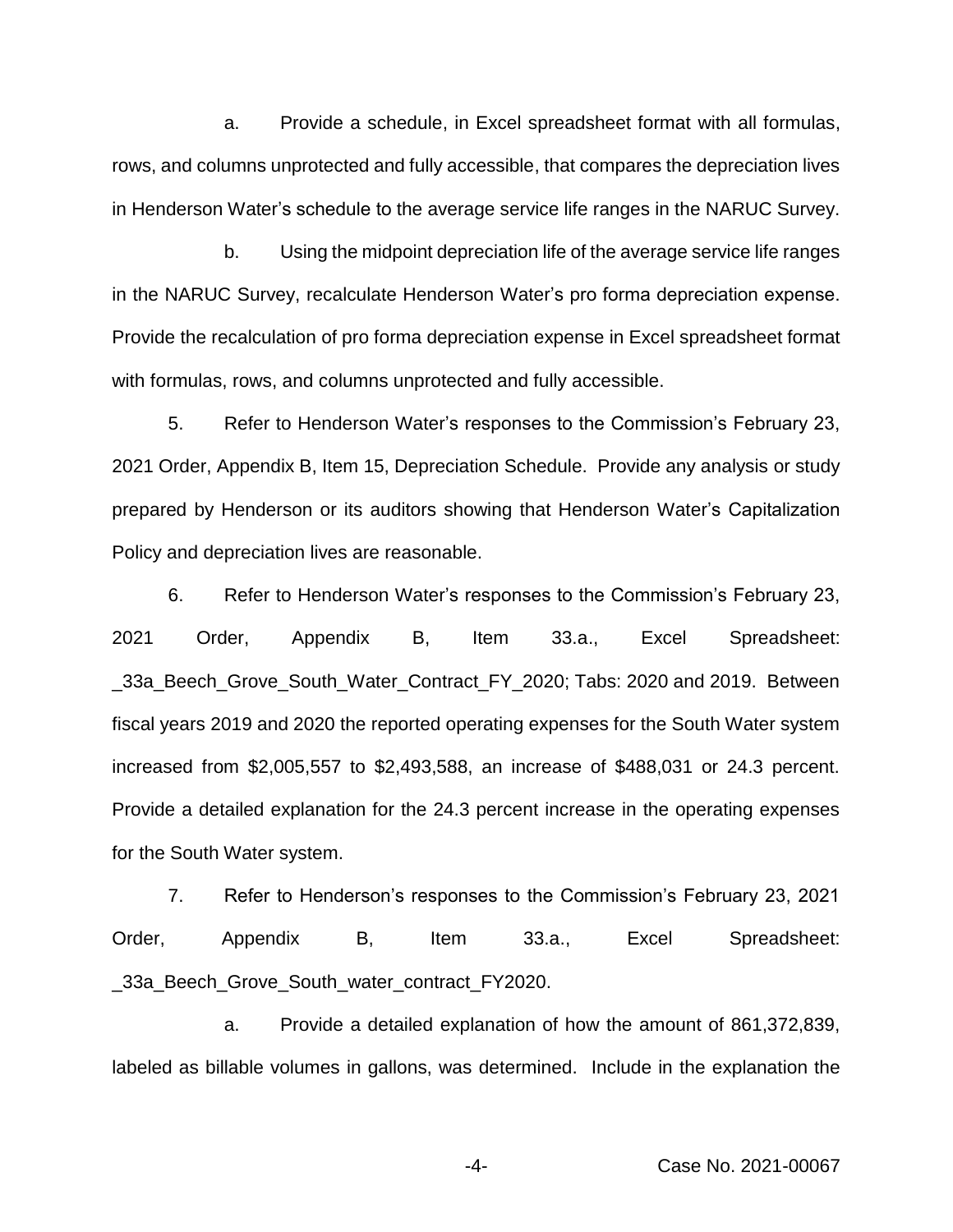a. Provide a schedule, in Excel spreadsheet format with all formulas, rows, and columns unprotected and fully accessible, that compares the depreciation lives in Henderson Water's schedule to the average service life ranges in the NARUC Survey.

b. Using the midpoint depreciation life of the average service life ranges in the NARUC Survey, recalculate Henderson Water's pro forma depreciation expense. Provide the recalculation of pro forma depreciation expense in Excel spreadsheet format with formulas, rows, and columns unprotected and fully accessible.

5. Refer to Henderson Water's responses to the Commission's February 23, 2021 Order, Appendix B, Item 15, Depreciation Schedule. Provide any analysis or study prepared by Henderson or its auditors showing that Henderson Water's Capitalization Policy and depreciation lives are reasonable.

6. Refer to Henderson Water's responses to the Commission's February 23, 2021 Order, Appendix B, Item 33.a., Excel Spreadsheet: _33a_Beech_Grove_South_Water_Contract_FY_2020; Tabs: 2020 and 2019. Between fiscal years 2019 and 2020 the reported operating expenses for the South Water system increased from $2,005,557 to $2,493,588, an increase of $488,031 or 24.3 percent. Provide a detailed explanation for the 24.3 percent increase in the operating expenses for the South Water system.

7. Refer to Henderson's responses to the Commission's February 23, 2021 Order, Appendix B, Item 33.a., Excel Spreadsheet: _33a_Beech_Grove_South_water_contract_FY2020.

a. Provide a detailed explanation of how the amount of 861,372,839, labeled as billable volumes in gallons, was determined. Include in the explanation the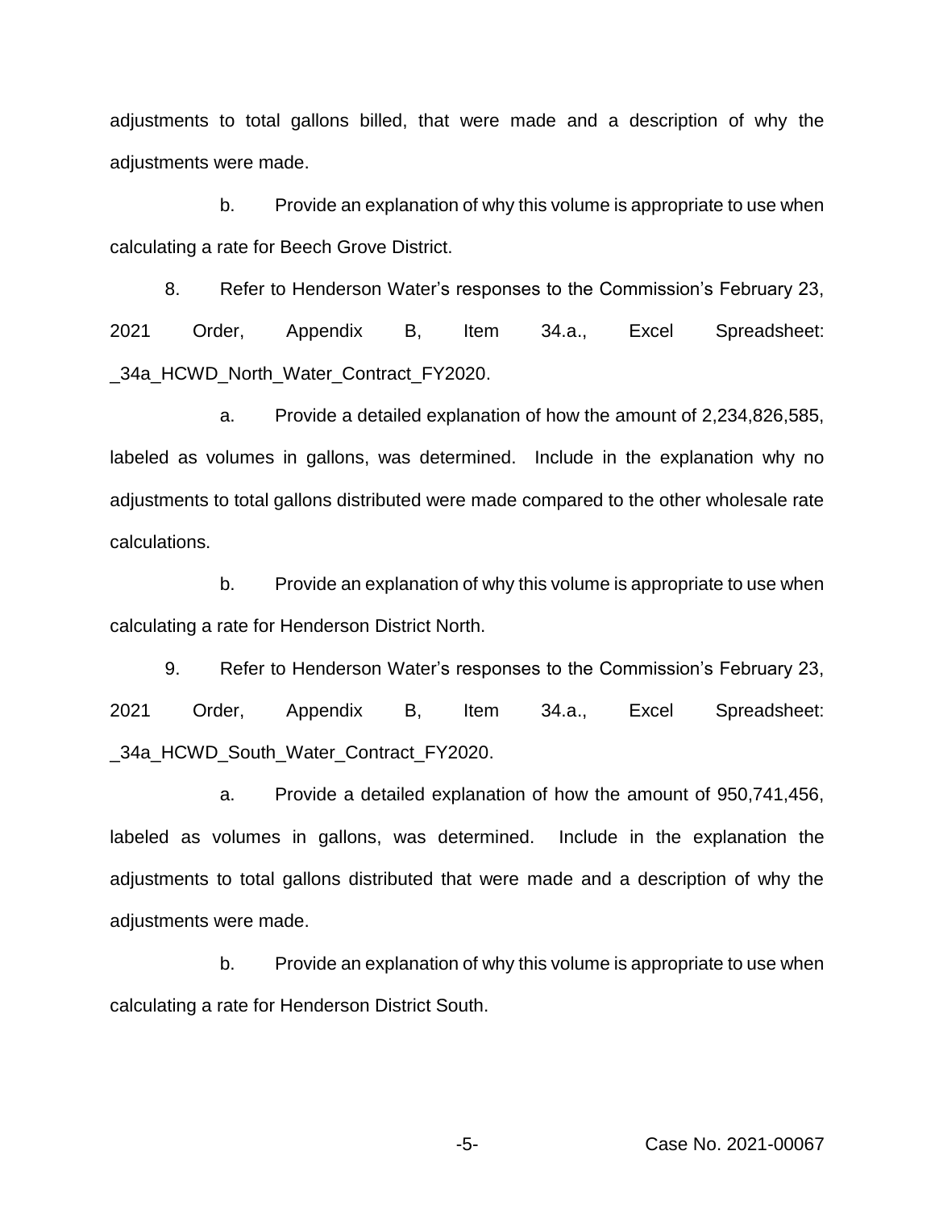adjustments to total gallons billed, that were made and a description of why the adjustments were made.

b. Provide an explanation of why this volume is appropriate to use when calculating a rate for Beech Grove District.

8. Refer to Henderson Water's responses to the Commission's February 23, 2021 Order, Appendix B, Item 34.a., Excel Spreadsheet: _34a_HCWD_North_Water_Contract_FY2020.

a. Provide a detailed explanation of how the amount of 2,234,826,585, labeled as volumes in gallons, was determined. Include in the explanation why no adjustments to total gallons distributed were made compared to the other wholesale rate calculations.

b. Provide an explanation of why this volume is appropriate to use when calculating a rate for Henderson District North.

9. Refer to Henderson Water's responses to the Commission's February 23, 2021 Order, Appendix B, Item 34.a., Excel Spreadsheet: _34a_HCWD_South_Water_Contract_FY2020.

a. Provide a detailed explanation of how the amount of 950,741,456, labeled as volumes in gallons, was determined. Include in the explanation the adjustments to total gallons distributed that were made and a description of why the adjustments were made.

b. Provide an explanation of why this volume is appropriate to use when calculating a rate for Henderson District South.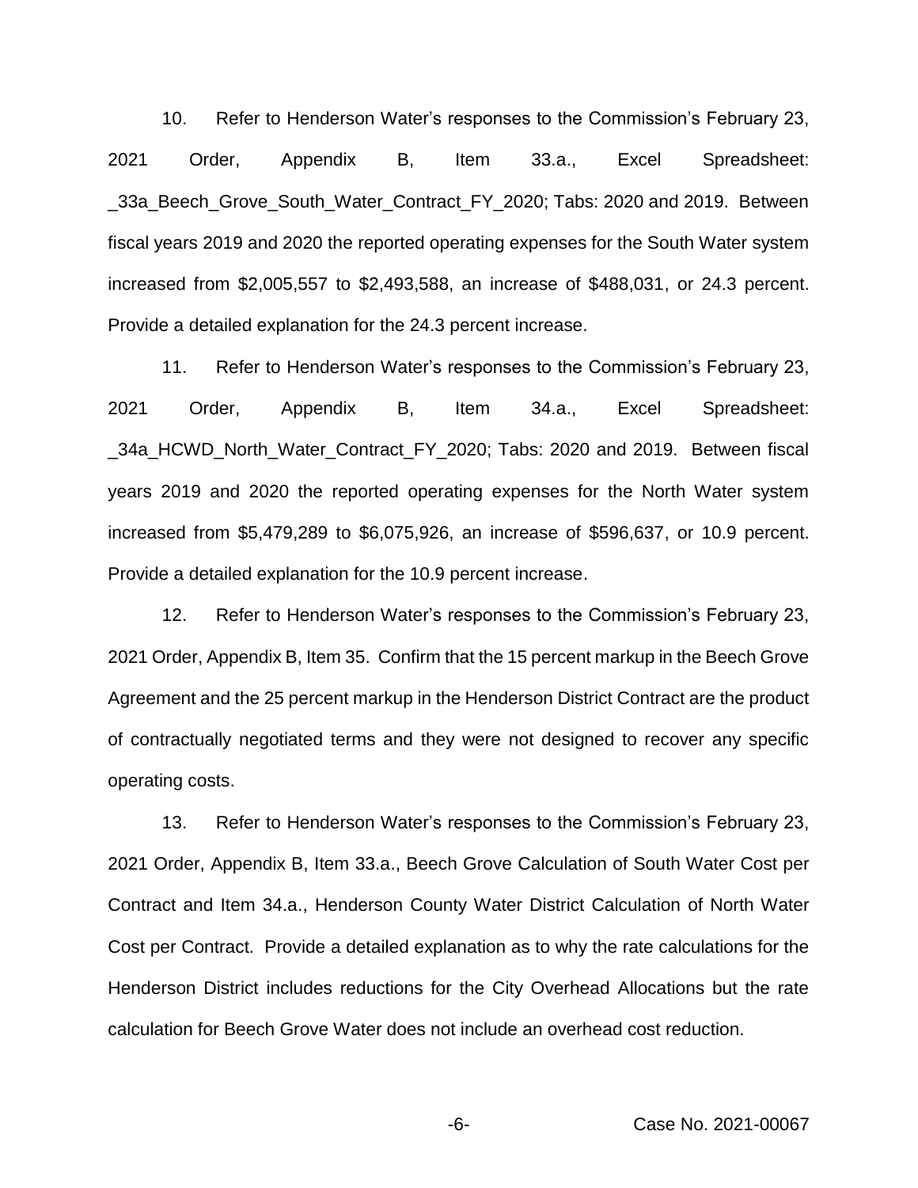10. Refer to Henderson Water's responses to the Commission's February 23, 2021 Order, Appendix B, Item 33.a., Excel Spreadsheet: _33a_Beech_Grove_South_Water_Contract_FY_2020; Tabs: 2020 and 2019. Between fiscal years 2019 and 2020 the reported operating expenses for the South Water system increased from $2,005,557 to $2,493,588, an increase of $488,031, or 24.3 percent. Provide a detailed explanation for the 24.3 percent increase.

11. Refer to Henderson Water's responses to the Commission's February 23, 2021 Order, Appendix B, Item 34.a., Excel Spreadsheet: _34a_HCWD_North_Water_Contract_FY_2020; Tabs: 2020 and 2019. Between fiscal years 2019 and 2020 the reported operating expenses for the North Water system increased from $5,479,289 to $6,075,926, an increase of $596,637, or 10.9 percent. Provide a detailed explanation for the 10.9 percent increase.

12. Refer to Henderson Water's responses to the Commission's February 23, 2021 Order, Appendix B, Item 35. Confirm that the 15 percent markup in the Beech Grove Agreement and the 25 percent markup in the Henderson District Contract are the product of contractually negotiated terms and they were not designed to recover any specific operating costs.

13. Refer to Henderson Water's responses to the Commission's February 23, 2021 Order, Appendix B, Item 33.a., Beech Grove Calculation of South Water Cost per Contract and Item 34.a., Henderson County Water District Calculation of North Water Cost per Contract. Provide a detailed explanation as to why the rate calculations for the Henderson District includes reductions for the City Overhead Allocations but the rate calculation for Beech Grove Water does not include an overhead cost reduction.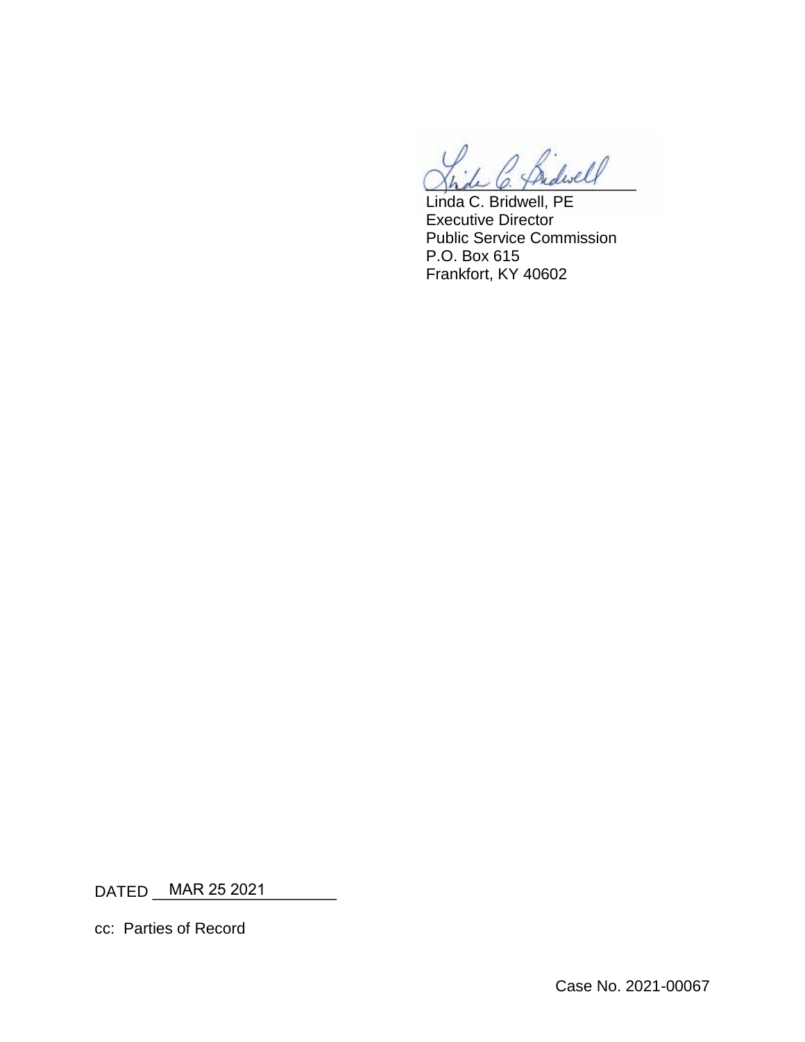Linda C. Bridwell, PE
Executive Director
Public Service Commission
P.O. Box 615
Frankfort, KY 40602

DATED MAR 25 2021

cc: Parties of Record

Case No. 2021-00067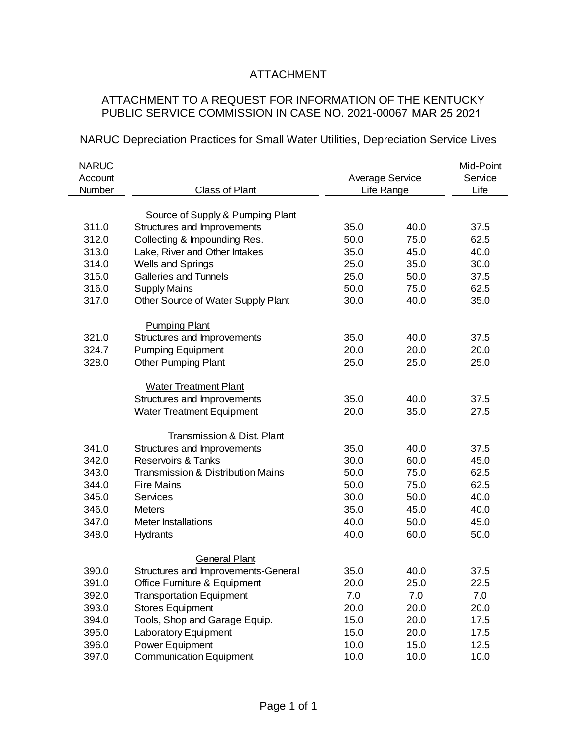# ATTACHMENT

## ATTACHMENT TO A REQUEST FOR INFORMATION OF THE KENTUCKY PUBLIC SERVICE COMMISSION IN CASE NO. 2021-00067 MAR 25 2021

### NARUC Depreciation Practices for Small Water Utilities, Depreciation Service Lives

| NARUC Account Number | Class of Plant | Average Service Life Range | | Mid-Point Service Life |
|---|---|---|---|---|
| | **Source of Supply & Pumping Plant** | | | |
| 311.0 | Structures and Improvements | 35.0 | 40.0 | 37.5 |
| 312.0 | Collecting & Impounding Res. | 50.0 | 75.0 | 62.5 |
| 313.0 | Lake, River and Other Intakes | 35.0 | 45.0 | 40.0 |
| 314.0 | Wells and Springs | 25.0 | 35.0 | 30.0 |
| 315.0 | Galleries and Tunnels | 25.0 | 50.0 | 37.5 |
| 316.0 | Supply Mains | 50.0 | 75.0 | 62.5 |
| 317.0 | Other Source of Water Supply Plant | 30.0 | 40.0 | 35.0 |
| | **Pumping Plant** | | | |
| 321.0 | Structures and Improvements | 35.0 | 40.0 | 37.5 |
| 324.7 | Pumping Equipment | 20.0 | 20.0 | 20.0 |
| 328.0 | Other Pumping Plant | 25.0 | 25.0 | 25.0 |
| | **Water Treatment Plant** | | | |
| | Structures and Improvements | 35.0 | 40.0 | 37.5 |
| | Water Treatment Equipment | 20.0 | 35.0 | 27.5 |
| | **Transmission & Dist. Plant** | | | |
| 341.0 | Structures and Improvements | 35.0 | 40.0 | 37.5 |
| 342.0 | Reservoirs & Tanks | 30.0 | 60.0 | 45.0 |
| 343.0 | Transmission & Distribution Mains | 50.0 | 75.0 | 62.5 |
| 344.0 | Fire Mains | 50.0 | 75.0 | 62.5 |
| 345.0 | Services | 30.0 | 50.0 | 40.0 |
| 346.0 | Meters | 35.0 | 45.0 | 40.0 |
| 347.0 | Meter Installations | 40.0 | 50.0 | 45.0 |
| 348.0 | Hydrants | 40.0 | 60.0 | 50.0 |
| | **General Plant** | | | |
| 390.0 | Structures and Improvements-General | 35.0 | 40.0 | 37.5 |
| 391.0 | Office Furniture & Equipment | 20.0 | 25.0 | 22.5 |
| 392.0 | Transportation Equipment | 7.0 | 7.0 | 7.0 |
| 393.0 | Stores Equipment | 20.0 | 20.0 | 20.0 |
| 394.0 | Tools, Shop and Garage Equip. | 15.0 | 20.0 | 17.5 |
| 395.0 | Laboratory Equipment | 15.0 | 20.0 | 17.5 |
| 396.0 | Power Equipment | 10.0 | 15.0 | 12.5 |
| 397.0 | Communication Equipment | 10.0 | 10.0 | 10.0 |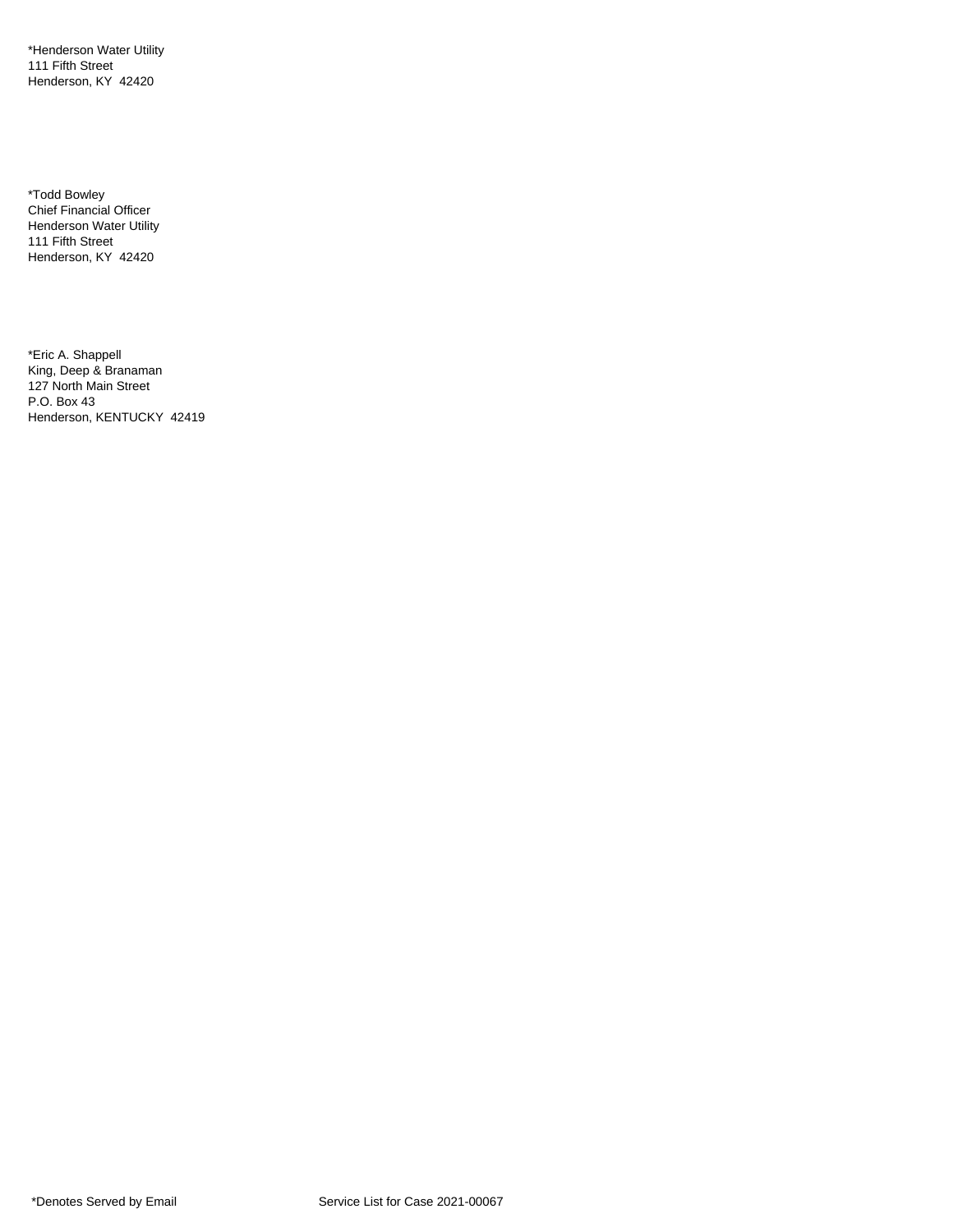*Henderson Water Utility
111 Fifth Street
Henderson, KY  42420

*Todd Bowley
Chief Financial Officer
Henderson Water Utility
111 Fifth Street
Henderson, KY  42420

*Eric A. Shappell
King, Deep & Branaman
127 North Main Street
P.O. Box 43
Henderson, KENTUCKY  42419

*Denotes Served by Email

Service List for Case 2021-00067